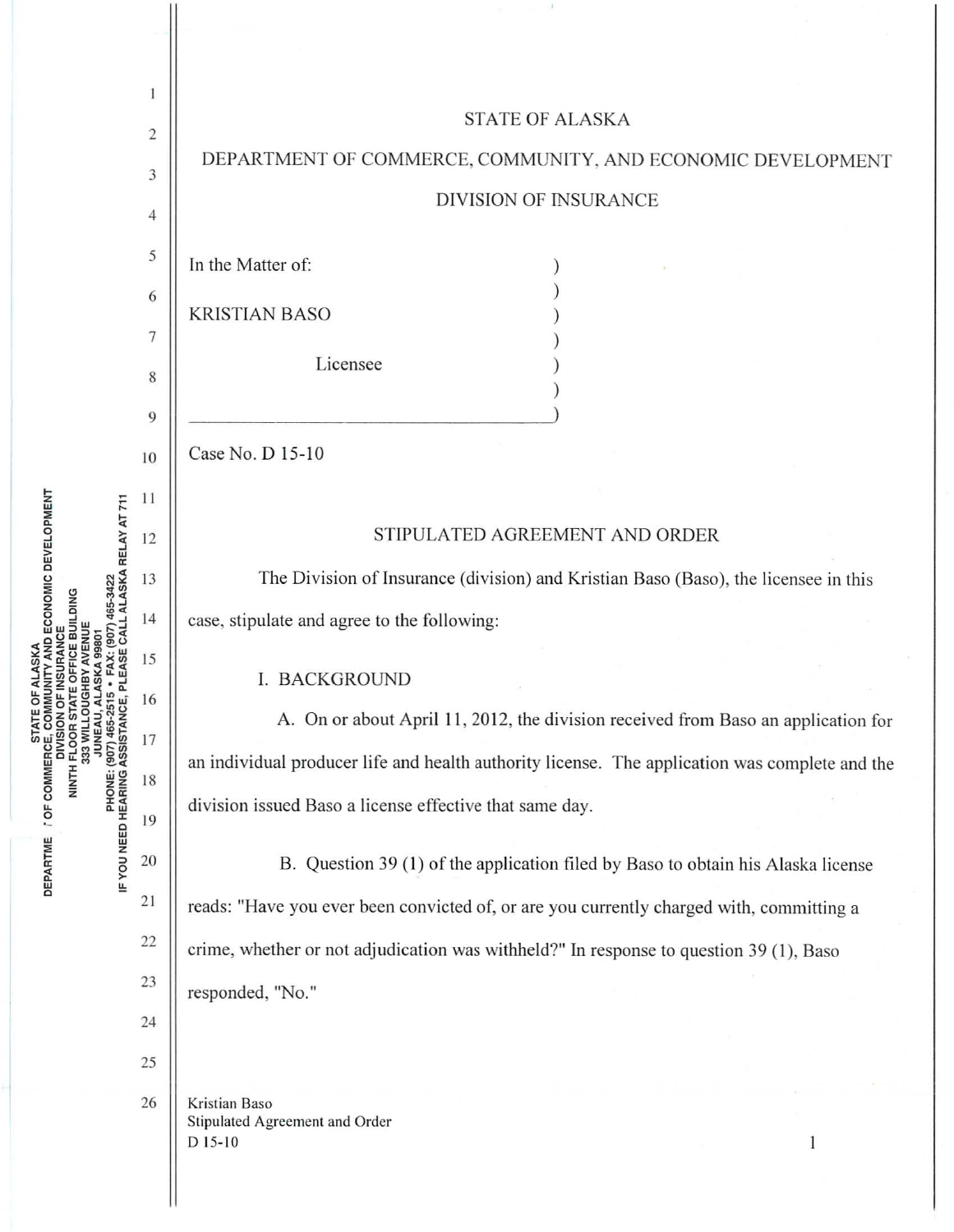STATE OF ALASKA

DEPARTMENT OF COMMERCE, COMMUNITY, AND ECONOMIC DEVELOPMENT

DIVISION OF INSURANCE

In the Matter of:

KRISTIAN BASO

Licensee

Case No. D 15-10

## STIPULATED AGREEMENT AND ORDER

The Division of Insurance (division) and Kristian Baso (Baso), the licensee in this case, stipulate and agree to the following:

### I. BACKGROUND

A. On or about April 11, 2012, the division received from Baso an application for an individual producer life and health authority license. The application was complete and the division issued Baso a license effective that same day.

B. Question 39 (1) of the application filed by Baso to obtain his Alaska license reads: "Have you ever been convicted of, or are you currently charged with, committing a crime, whether or not adjudication was withheld?" In response to question 39 (1), Baso responded, "No."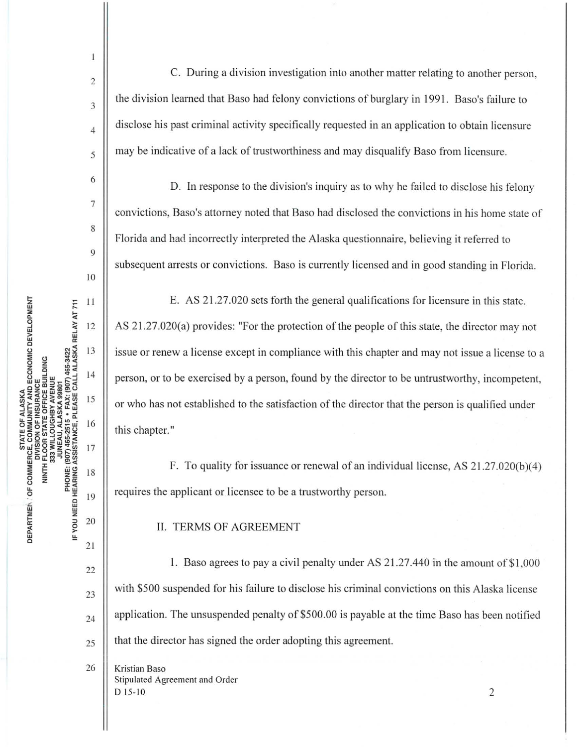C. During a division investigation into another matter relating to another person, the division learned that Baso had felony convictions of burglary in 1991. Baso's failure to disclose his past criminal activity specifically requested in an application to obtain licensure may be indicative of a lack of trustworthiness and may disqualify Baso from licensure.

D. In response to the division's inquiry as to why he failed to disclose his felony convictions, Baso's attorney noted that Baso had disclosed the convictions in his home state of Florida and had incorrectly interpreted the Alaska questionnaire, believing it referred to subsequent arrests or convictions. Baso is currently licensed and in good standing in Florida.

E. AS 21.27.020 sets forth the general qualifications for licensure in this state. AS 21.27.020(a) provides: "For the protection of the people of this state, the director may not issue or renew a license except in compliance with this chapter and may not issue a license to a person, or to be exercised by a person, found by the director to be untrustworthy, incompetent, or who has not established to the satisfaction of the director that the person is qualified under this chapter."

F. To quality for issuance or renewal of an individual license, AS 21.27.020(b)(4) requires the applicant or licensee to be a trustworthy person.

## II. TERMS OF AGREEMENT

1. Baso agrees to pay a civil penalty under AS 21.27.440 in the amount of $1,000 with $500 suspended for his failure to disclose his criminal convictions on this Alaska license application. The unsuspended penalty of $500.00 is payable at the time Baso has been notified that the director has signed the order adopting this agreement.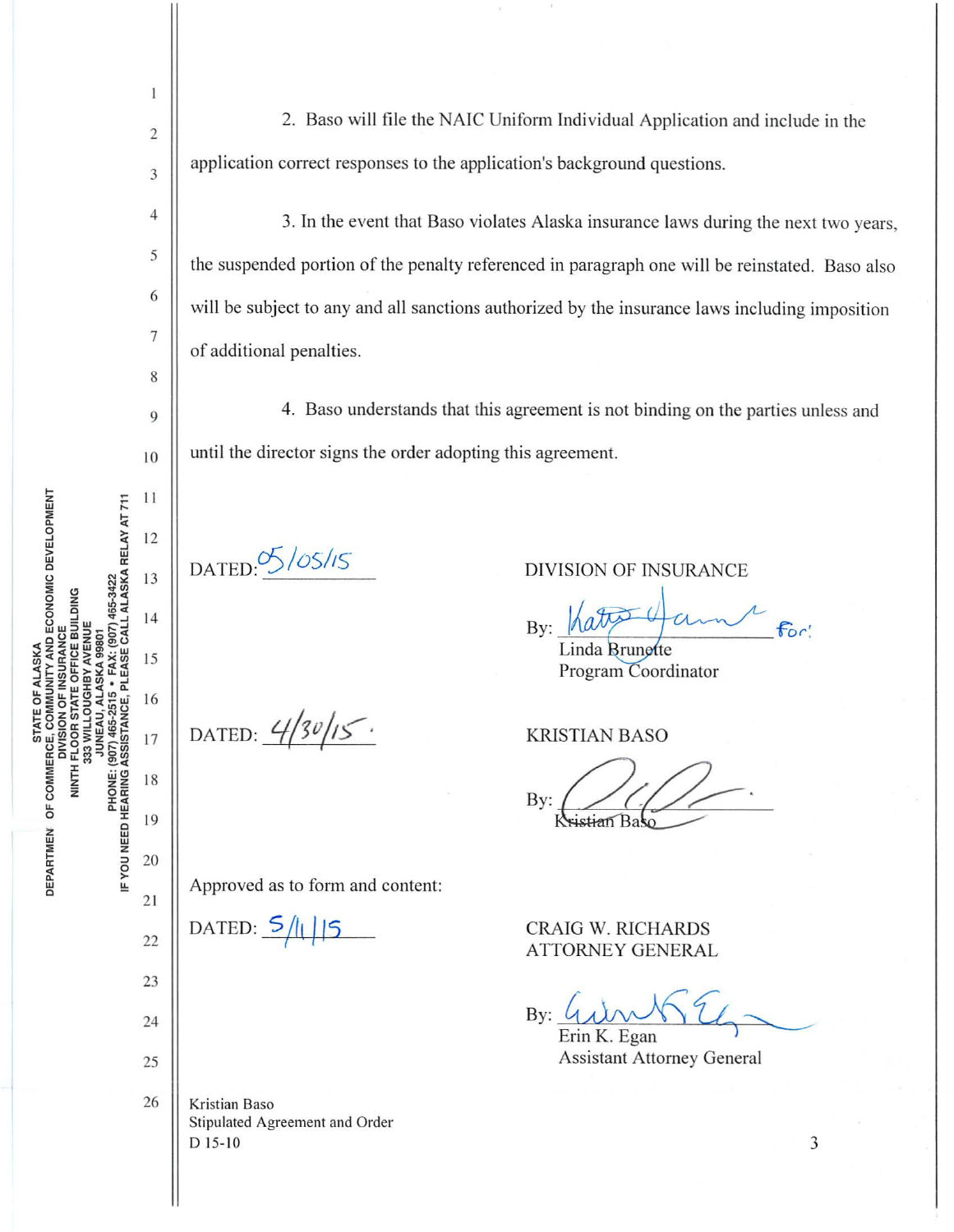2. Baso will file the NAIC Uniform Individual Application and include in the application correct responses to the application's background questions.

3. In the event that Baso violates Alaska insurance laws during the next two years, the suspended portion of the penalty referenced in paragraph one will be reinstated. Baso also will be subject to any and all sanctions authorized by the insurance laws including imposition of additional penalties.

4. Baso understands that this agreement is not binding on the parties unless and until the director signs the order adopting this agreement.

DATED: 05/05/15

DIVISION OF INSURANCE

By: _______________ For:
Linda Brunette
Program Coordinator

DATED: 4/30/15.

KRISTIAN BASO

By: _______________
Kristian Baso

Approved as to form and content:

DATED: 5/1/15

CRAIG W. RICHARDS
ATTORNEY GENERAL

By: _______________
Erin K. Egan
Assistant Attorney General

Kristian Baso
Stipulated Agreement and Order
D 15-10

STATE OF ALASKA
DEPARTMENT OF COMMERCE, COMMUNITY AND ECONOMIC DEVELOPMENT
DIVISION OF INSURANCE
NINTH FLOOR STATE OFFICE BUILDING
333 WILLOUGHBY AVENUE
JUNEAU, ALASKA 99801
PHONE: (907) 465-2515 • FAX: (907) 465-3422
IF YOU NEED HEARING ASSISTANCE, PLEASE CALL ALASKA RELAY AT 711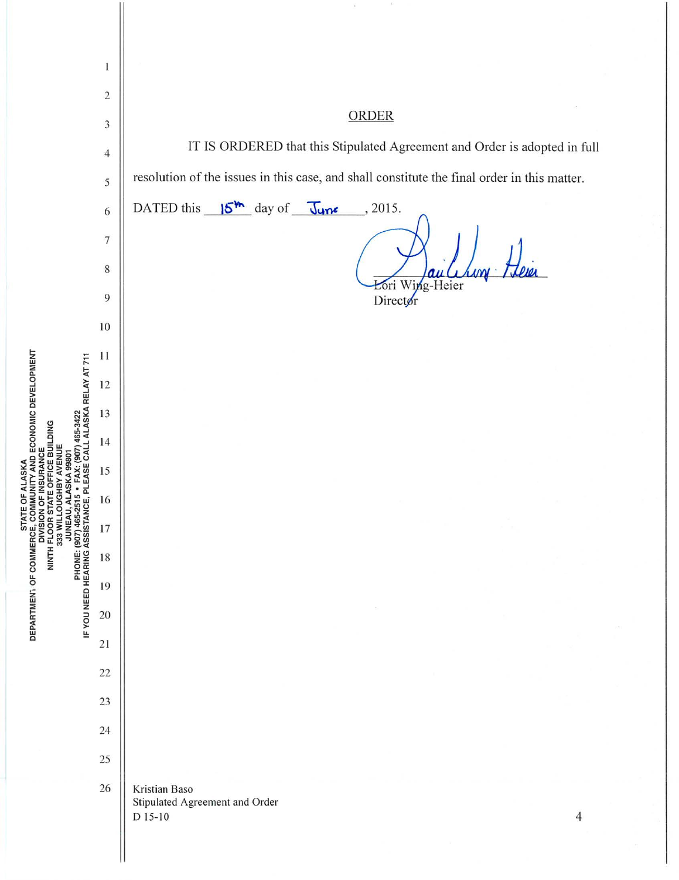## ORDER

IT IS ORDERED that this Stipulated Agreement and Order is adopted in full resolution of the issues in this case, and shall constitute the final order in this matter.

DATED this 15th day of June, 2015.

Lori Wing-Heier
Director

Kristian Baso
Stipulated Agreement and Order
D 15-10